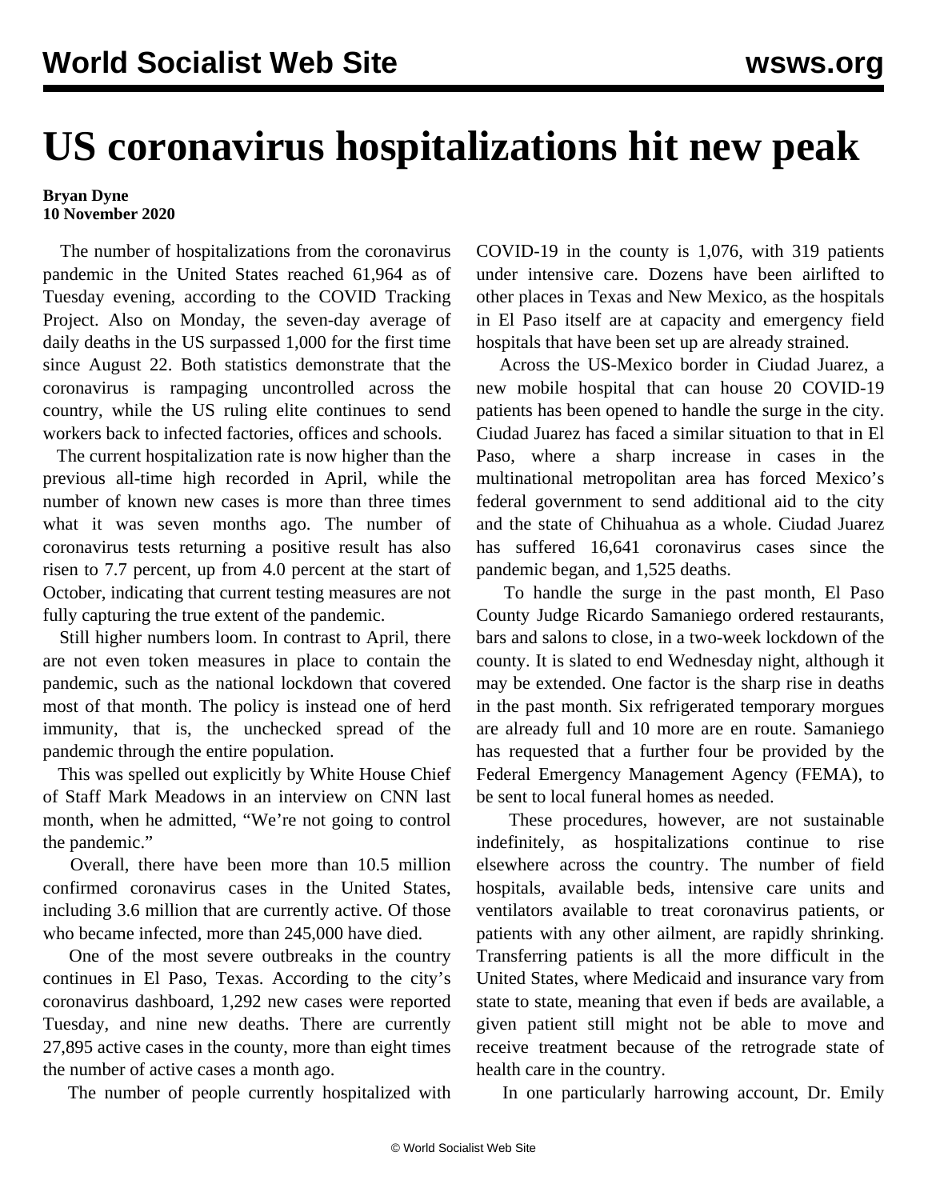# US coronavirus hospitalizations hit new peak

**Bryan Dyne**
**10 November 2020**

The number of hospitalizations from the coronavirus pandemic in the United States reached 61,964 as of Tuesday evening, according to the COVID Tracking Project. Also on Monday, the seven-day average of daily deaths in the US surpassed 1,000 for the first time since August 22. Both statistics demonstrate that the coronavirus is rampaging uncontrolled across the country, while the US ruling elite continues to send workers back to infected factories, offices and schools.

The current hospitalization rate is now higher than the previous all-time high recorded in April, while the number of known new cases is more than three times what it was seven months ago. The number of coronavirus tests returning a positive result has also risen to 7.7 percent, up from 4.0 percent at the start of October, indicating that current testing measures are not fully capturing the true extent of the pandemic.

Still higher numbers loom. In contrast to April, there are not even token measures in place to contain the pandemic, such as the national lockdown that covered most of that month. The policy is instead one of herd immunity, that is, the unchecked spread of the pandemic through the entire population.

This was spelled out explicitly by White House Chief of Staff Mark Meadows in an interview on CNN last month, when he admitted, "We're not going to control the pandemic."

Overall, there have been more than 10.5 million confirmed coronavirus cases in the United States, including 3.6 million that are currently active. Of those who became infected, more than 245,000 have died.

One of the most severe outbreaks in the country continues in El Paso, Texas. According to the city's coronavirus dashboard, 1,292 new cases were reported Tuesday, and nine new deaths. There are currently 27,895 active cases in the county, more than eight times the number of active cases a month ago.

The number of people currently hospitalized with COVID-19 in the county is 1,076, with 319 patients under intensive care. Dozens have been airlifted to other places in Texas and New Mexico, as the hospitals in El Paso itself are at capacity and emergency field hospitals that have been set up are already strained.

Across the US-Mexico border in Ciudad Juarez, a new mobile hospital that can house 20 COVID-19 patients has been opened to handle the surge in the city. Ciudad Juarez has faced a similar situation to that in El Paso, where a sharp increase in cases in the multinational metropolitan area has forced Mexico's federal government to send additional aid to the city and the state of Chihuahua as a whole. Ciudad Juarez has suffered 16,641 coronavirus cases since the pandemic began, and 1,525 deaths.

To handle the surge in the past month, El Paso County Judge Ricardo Samaniego ordered restaurants, bars and salons to close, in a two-week lockdown of the county. It is slated to end Wednesday night, although it may be extended. One factor is the sharp rise in deaths in the past month. Six refrigerated temporary morgues are already full and 10 more are en route. Samaniego has requested that a further four be provided by the Federal Emergency Management Agency (FEMA), to be sent to local funeral homes as needed.

These procedures, however, are not sustainable indefinitely, as hospitalizations continue to rise elsewhere across the country. The number of field hospitals, available beds, intensive care units and ventilators available to treat coronavirus patients, or patients with any other ailment, are rapidly shrinking. Transferring patients is all the more difficult in the United States, where Medicaid and insurance vary from state to state, meaning that even if beds are available, a given patient still might not be able to move and receive treatment because of the retrograde state of health care in the country.

In one particularly harrowing account, Dr. Emily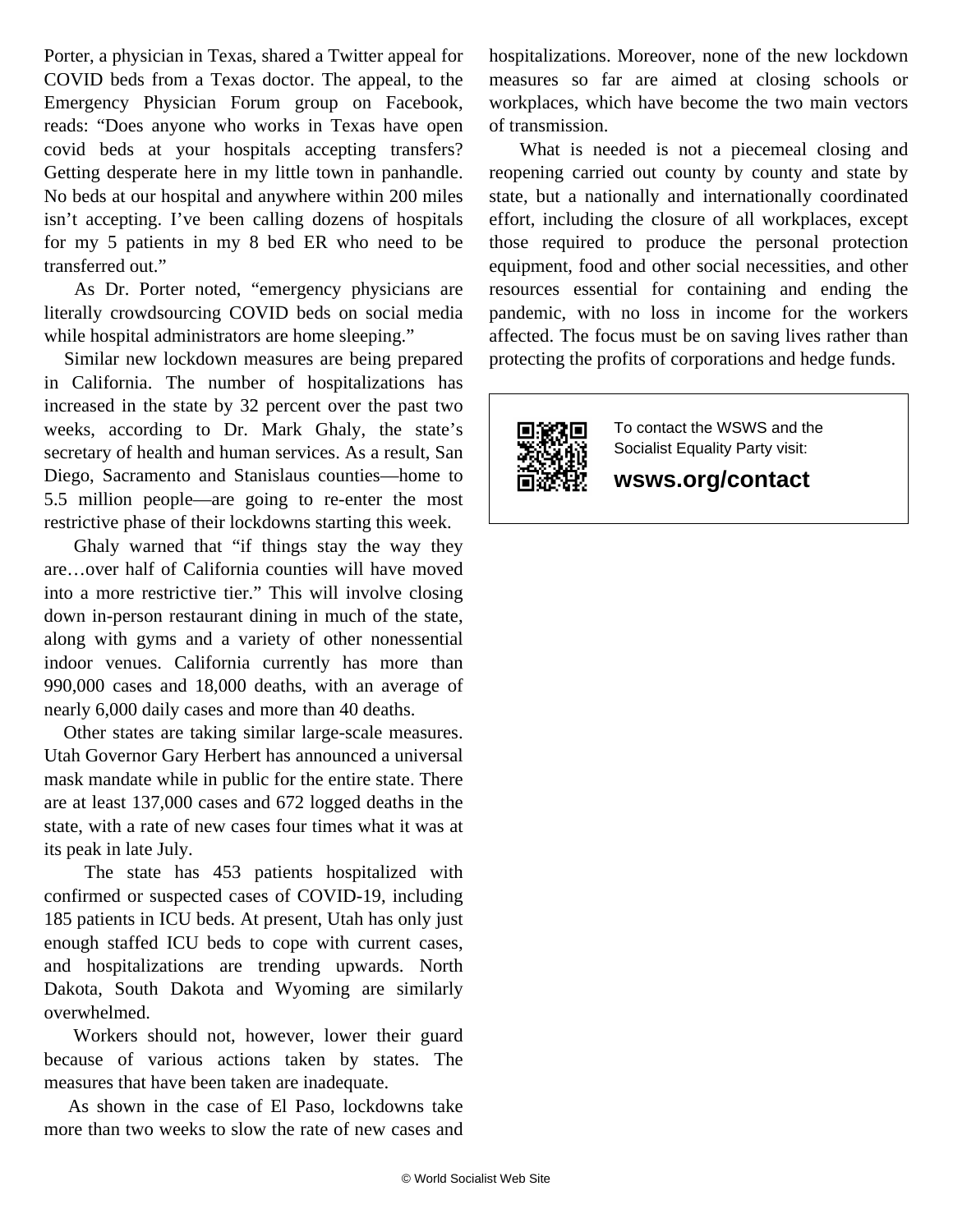Porter, a physician in Texas, shared a Twitter appeal for COVID beds from a Texas doctor. The appeal, to the Emergency Physician Forum group on Facebook, reads: "Does anyone who works in Texas have open covid beds at your hospitals accepting transfers? Getting desperate here in my little town in panhandle. No beds at our hospital and anywhere within 200 miles isn't accepting. I've been calling dozens of hospitals for my 5 patients in my 8 bed ER who need to be transferred out."

As Dr. Porter noted, "emergency physicians are literally crowdsourcing COVID beds on social media while hospital administrators are home sleeping."

Similar new lockdown measures are being prepared in California. The number of hospitalizations has increased in the state by 32 percent over the past two weeks, according to Dr. Mark Ghaly, the state's secretary of health and human services. As a result, San Diego, Sacramento and Stanislaus counties—home to 5.5 million people—are going to re-enter the most restrictive phase of their lockdowns starting this week.

Ghaly warned that "if things stay the way they are…over half of California counties will have moved into a more restrictive tier." This will involve closing down in-person restaurant dining in much of the state, along with gyms and a variety of other nonessential indoor venues. California currently has more than 990,000 cases and 18,000 deaths, with an average of nearly 6,000 daily cases and more than 40 deaths.

Other states are taking similar large-scale measures. Utah Governor Gary Herbert has announced a universal mask mandate while in public for the entire state. There are at least 137,000 cases and 672 logged deaths in the state, with a rate of new cases four times what it was at its peak in late July.

The state has 453 patients hospitalized with confirmed or suspected cases of COVID-19, including 185 patients in ICU beds. At present, Utah has only just enough staffed ICU beds to cope with current cases, and hospitalizations are trending upwards. North Dakota, South Dakota and Wyoming are similarly overwhelmed.

Workers should not, however, lower their guard because of various actions taken by states. The measures that have been taken are inadequate.

As shown in the case of El Paso, lockdowns take more than two weeks to slow the rate of new cases and hospitalizations. Moreover, none of the new lockdown measures so far are aimed at closing schools or workplaces, which have become the two main vectors of transmission.

What is needed is not a piecemeal closing and reopening carried out county by county and state by state, but a nationally and internationally coordinated effort, including the closure of all workplaces, except those required to produce the personal protection equipment, food and other social necessities, and other resources essential for containing and ending the pandemic, with no loss in income for the workers affected. The focus must be on saving lives rather than protecting the profits of corporations and hedge funds.

To contact the WSWS and the Socialist Equality Party visit:

**wsws.org/contact**